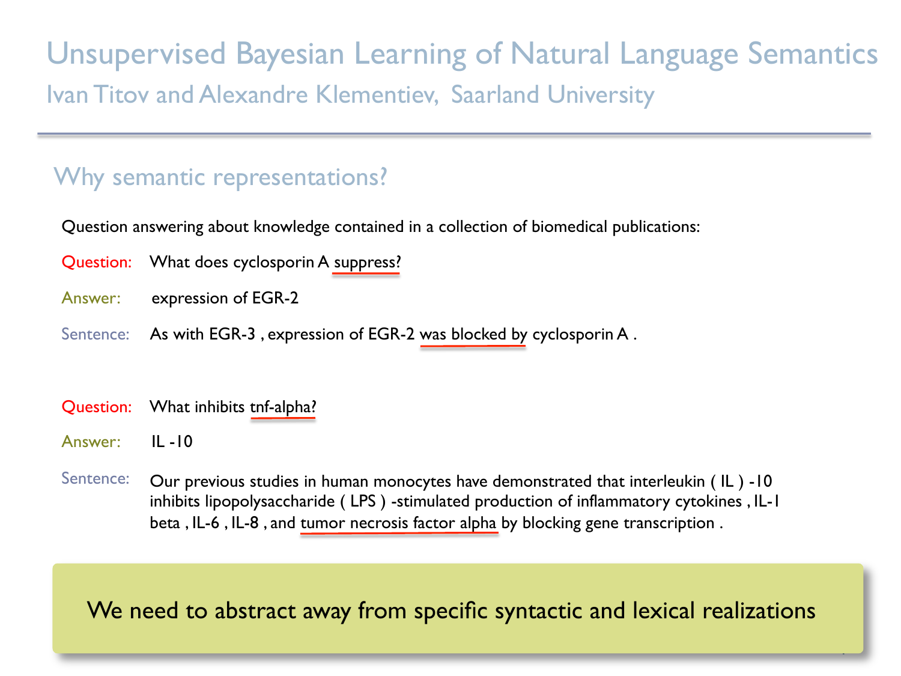# Unsupervised Bayesian Learning of Natural Language Semantics

Ivan Titov and Alexandre Klementiev, Saarland University

## Why semantic representations?

Question answering about knowledge contained in a collection of biomedical publications:

**Question:** What does cyclosporin A suppress?

**Answer:** expression of EGR-2

**Sentence:** As with EGR-3 , expression of EGR-2 was blocked by cyclosporin A .

**Question:** What inhibits tnf-alpha?

**Answer:** IL -10

**Sentence:** Our previous studies in human monocytes have demonstrated that interleukin ( IL ) -10 inhibits lipopolysaccharide ( LPS ) -stimulated production of inflammatory cytokines , IL-1 beta , IL-6 , IL-8 , and tumor necrosis factor alpha by blocking gene transcription .

We need to abstract away from specific syntactic and lexical realizations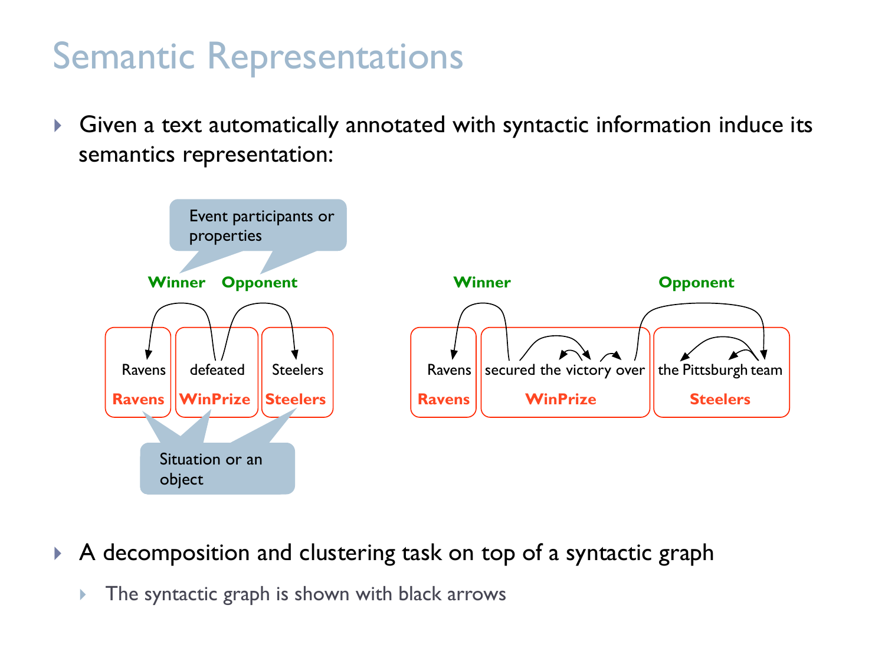# Semantic Representations

- Given a text automatically annotated with syntactic information induce its semantics representation:

Event participants or properties

**Winner** **Opponent**

Ravens | defeated | Steelers

**Ravens** | **WinPrize** | **Steelers**

Situation or an object

**Winner** **Opponent**

Ravens | secured the victory over | the Pittsburgh team

**Ravens** | **WinPrize** | **Steelers**

- A decomposition and clustering task on top of a syntactic graph
  - The syntactic graph is shown with black arrows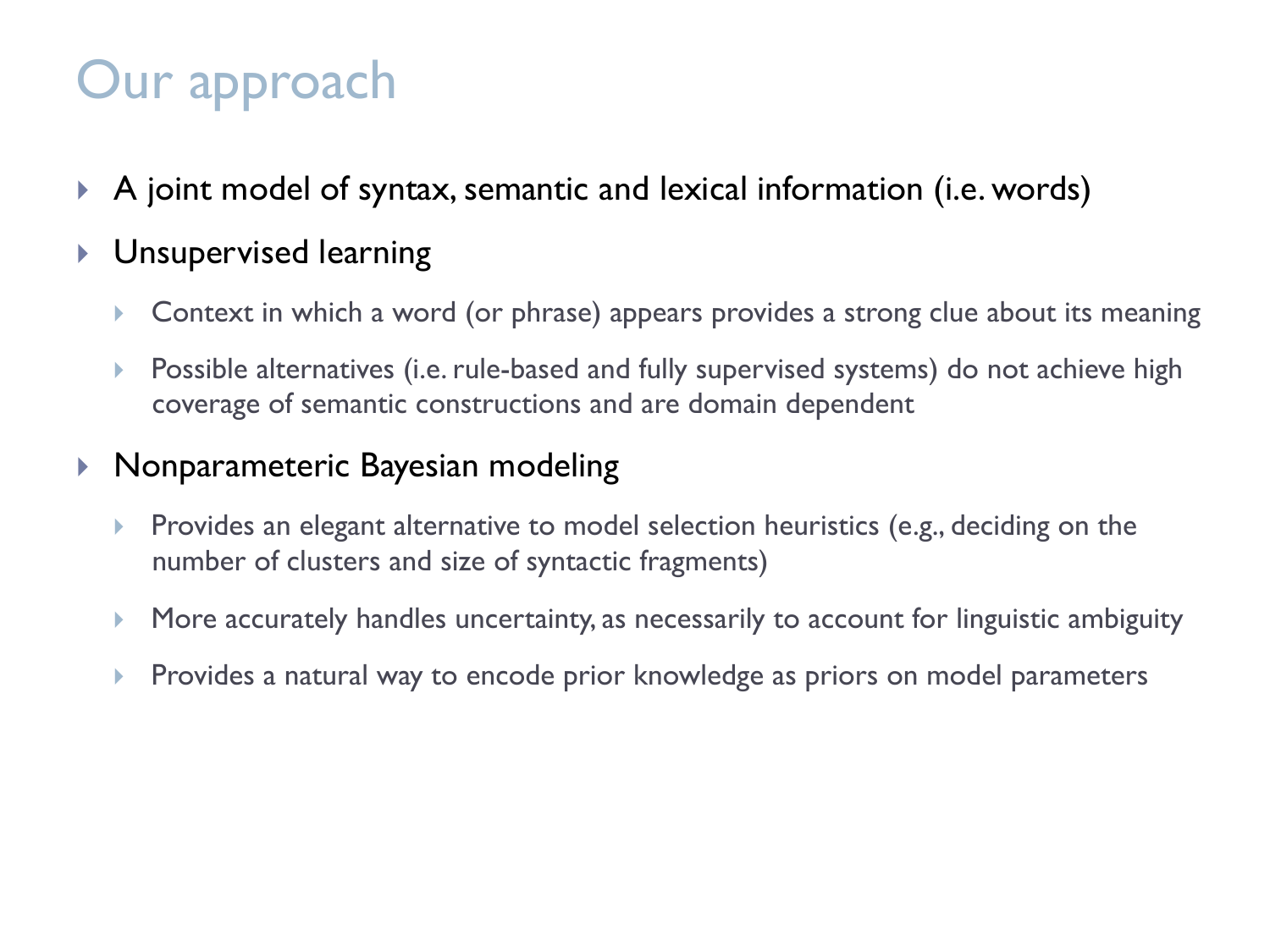# Our approach

- A joint model of syntax, semantic and lexical information (i.e. words)
- Unsupervised learning
  - Context in which a word (or phrase) appears provides a strong clue about its meaning
  - Possible alternatives (i.e. rule-based and fully supervised systems) do not achieve high coverage of semantic constructions and are domain dependent
- Nonparameteric Bayesian modeling
  - Provides an elegant alternative to model selection heuristics (e.g., deciding on the number of clusters and size of syntactic fragments)
  - More accurately handles uncertainty, as necessarily to account for linguistic ambiguity
  - Provides a natural way to encode prior knowledge as priors on model parameters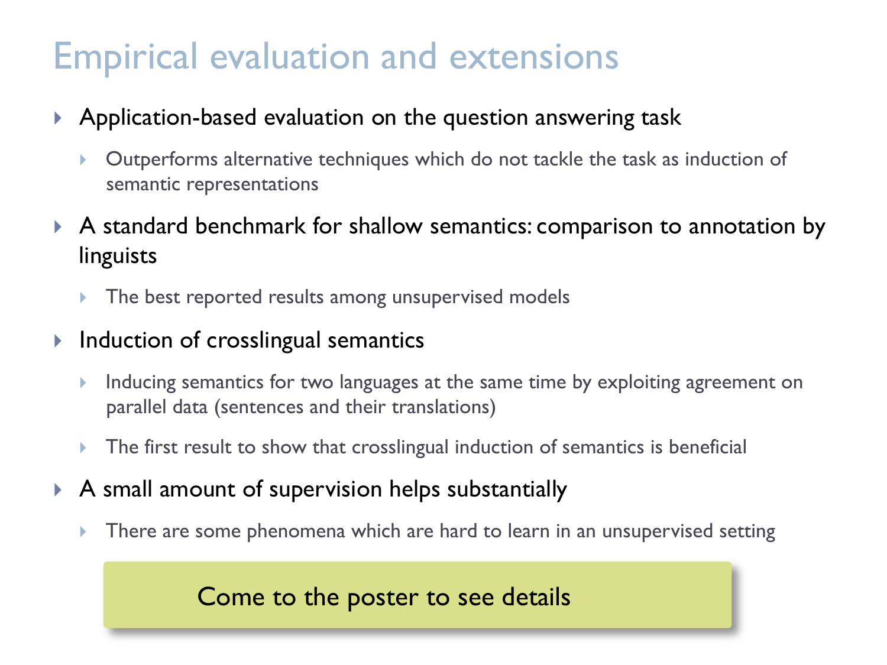# Empirical evaluation and extensions

- Application-based evaluation on the question answering task
  - Outperforms alternative techniques which do not tackle the task as induction of semantic representations
- A standard benchmark for shallow semantics: comparison to annotation by linguists
  - The best reported results among unsupervised models
- Induction of crosslingual semantics
  - Inducing semantics for two languages at the same time by exploiting agreement on parallel data (sentences and their translations)
  - The first result to show that crosslingual induction of semantics is beneficial
- A small amount of supervision helps substantially
  - There are some phenomena which are hard to learn in an unsupervised setting

Come to the poster to see details